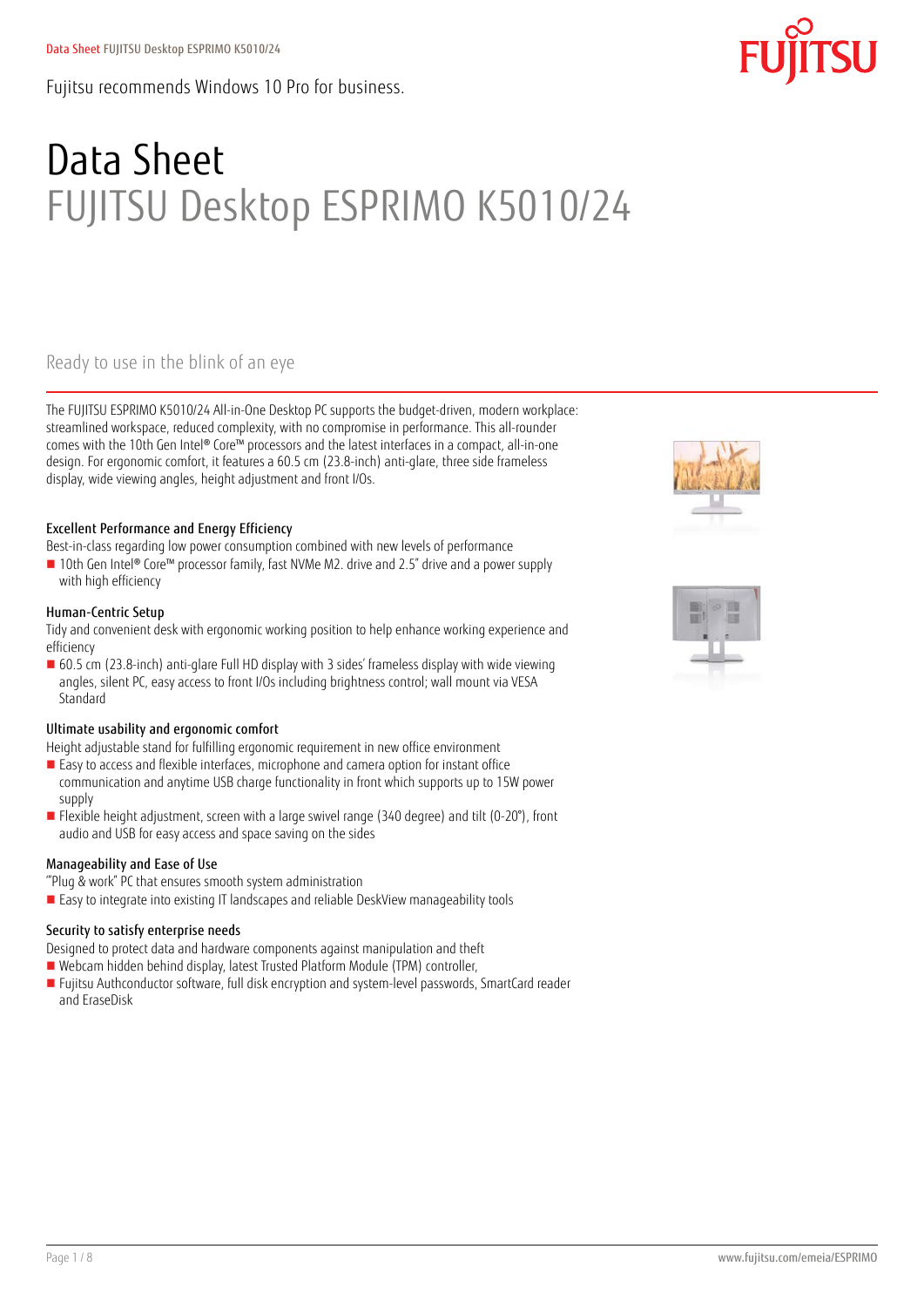Fujitsu recommends Windows 10 Pro for business.

# Data Sheet
## FUJITSU Desktop ESPRIMO K5010/24

### Ready to use in the blink of an eye

The FUJITSU ESPRIMO K5010/24 All-in-One Desktop PC supports the budget-driven, modern workplace: streamlined workspace, reduced complexity, with no compromise in performance. This all-rounder comes with the 10th Gen Intel® Core™ processors and the latest interfaces in a compact, all-in-one design. For ergonomic comfort, it features a 60.5 cm (23.8-inch) anti-glare, three side frameless display, wide viewing angles, height adjustment and front I/Os.

#### Excellent Performance and Energy Efficiency

Best-in-class regarding low power consumption combined with new levels of performance

- 10th Gen Intel® Core™ processor family, fast NVMe M2. drive and 2.5" drive and a power supply with high efficiency

#### Human-Centric Setup

Tidy and convenient desk with ergonomic working position to help enhance working experience and efficiency

- 60.5 cm (23.8-inch) anti-glare Full HD display with 3 sides' frameless display with wide viewing angles, silent PC, easy access to front I/Os including brightness control; wall mount via VESA Standard

#### Ultimate usability and ergonomic comfort

Height adjustable stand for fulfilling ergonomic requirement in new office environment

- Easy to access and flexible interfaces, microphone and camera option for instant office communication and anytime USB charge functionality in front which supports up to 15W power supply
- Flexible height adjustment, screen with a large swivel range (340 degree) and tilt (0-20°), front audio and USB for easy access and space saving on the sides

#### Manageability and Ease of Use

"Plug & work" PC that ensures smooth system administration

- Easy to integrate into existing IT landscapes and reliable DeskView manageability tools

#### Security to satisfy enterprise needs

Designed to protect data and hardware components against manipulation and theft

- Webcam hidden behind display, latest Trusted Platform Module (TPM) controller,
- Fujitsu Authconductor software, full disk encryption and system-level passwords, SmartCard reader and EraseDisk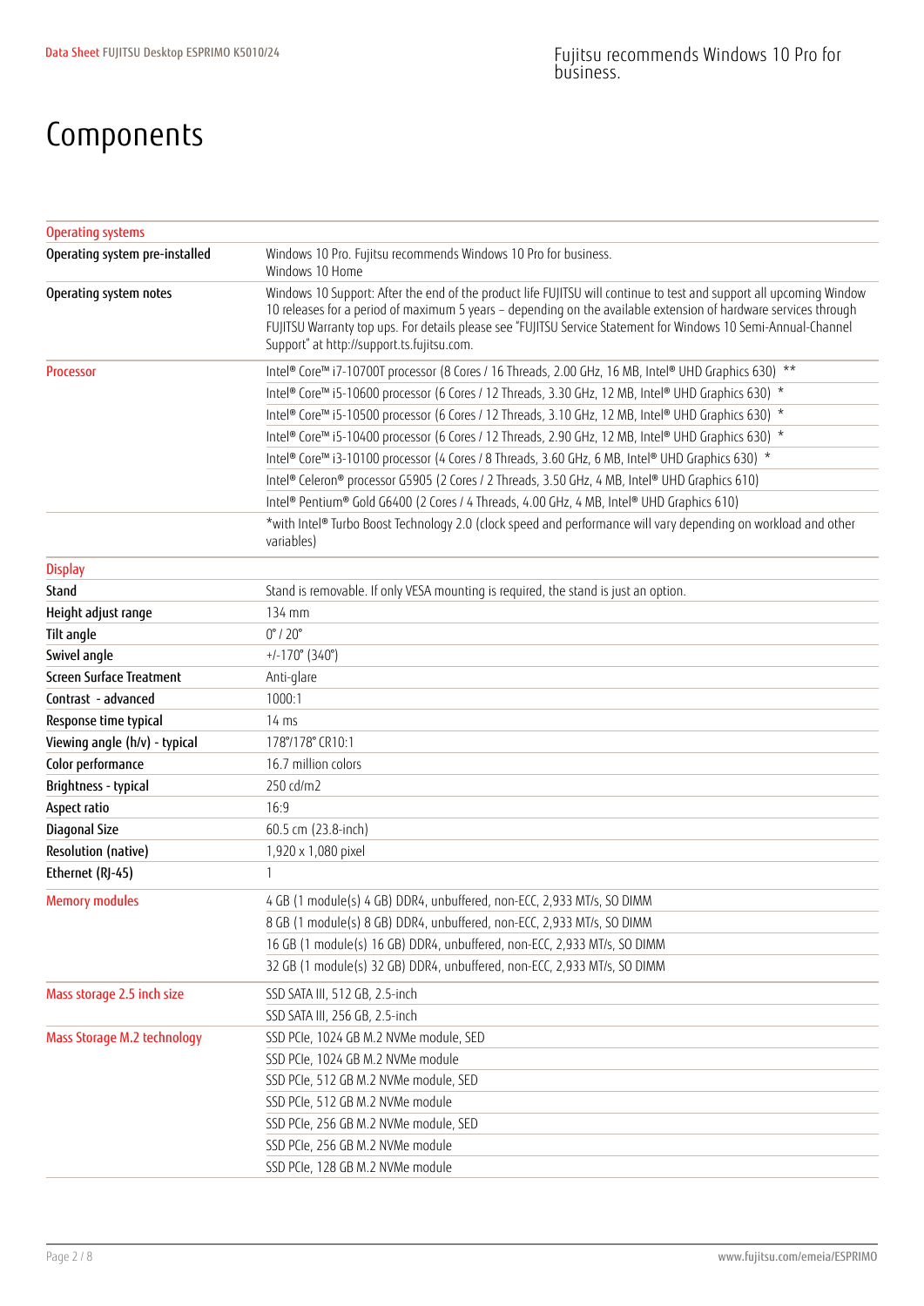# Components

| | |
|---|---|
| **Operating systems** | |
| **Operating system pre-installed** | Windows 10 Pro. Fujitsu recommends Windows 10 Pro for business.<br>Windows 10 Home |
| **Operating system notes** | Windows 10 Support: After the end of the product life FUJITSU will continue to test and support all upcoming Window 10 releases for a period of maximum 5 years – depending on the available extension of hardware services through FUJITSU Warranty top ups. For details please see "FUJITSU Service Statement for Windows 10 Semi-Annual-Channel Support" at http://support.ts.fujitsu.com. |
| **Processor** | Intel® Core™ i7-10700T processor (8 Cores / 16 Threads, 2.00 GHz, 16 MB, Intel® UHD Graphics 630) ** |
| | Intel® Core™ i5-10600 processor (6 Cores / 12 Threads, 3.30 GHz, 12 MB, Intel® UHD Graphics 630) * |
| | Intel® Core™ i5-10500 processor (6 Cores / 12 Threads, 3.10 GHz, 12 MB, Intel® UHD Graphics 630) * |
| | Intel® Core™ i5-10400 processor (6 Cores / 12 Threads, 2.90 GHz, 12 MB, Intel® UHD Graphics 630) * |
| | Intel® Core™ i3-10100 processor (4 Cores / 8 Threads, 3.60 GHz, 6 MB, Intel® UHD Graphics 630) * |
| | Intel® Celeron® processor G5905 (2 Cores / 2 Threads, 3.50 GHz, 4 MB, Intel® UHD Graphics 610) |
| | Intel® Pentium® Gold G6400 (2 Cores / 4 Threads, 4.00 GHz, 4 MB, Intel® UHD Graphics 610) |
| | *with Intel® Turbo Boost Technology 2.0 (clock speed and performance will vary depending on workload and other variables) |
| **Display** | |
| **Stand** | Stand is removable. If only VESA mounting is required, the stand is just an option. |
| **Height adjust range** | 134 mm |
| **Tilt angle** | 0° / 20° |
| **Swivel angle** | +/-170° (340°) |
| **Screen Surface Treatment** | Anti-glare |
| **Contrast - advanced** | 1000:1 |
| **Response time typical** | 14 ms |
| **Viewing angle (h/v) - typical** | 178°/178° CR10:1 |
| **Color performance** | 16.7 million colors |
| **Brightness - typical** | 250 cd/m2 |
| **Aspect ratio** | 16:9 |
| **Diagonal Size** | 60.5 cm (23.8-inch) |
| **Resolution (native)** | 1,920 x 1,080 pixel |
| **Ethernet (RJ-45)** | 1 |
| **Memory modules** | 4 GB (1 module(s) 4 GB) DDR4, unbuffered, non-ECC, 2,933 MT/s, SO DIMM |
| | 8 GB (1 module(s) 8 GB) DDR4, unbuffered, non-ECC, 2,933 MT/s, SO DIMM |
| | 16 GB (1 module(s) 16 GB) DDR4, unbuffered, non-ECC, 2,933 MT/s, SO DIMM |
| | 32 GB (1 module(s) 32 GB) DDR4, unbuffered, non-ECC, 2,933 MT/s, SO DIMM |
| **Mass storage 2.5 inch size** | SSD SATA III, 512 GB, 2.5-inch |
| | SSD SATA III, 256 GB, 2.5-inch |
| **Mass Storage M.2 technology** | SSD PCIe, 1024 GB M.2 NVMe module, SED |
| | SSD PCIe, 1024 GB M.2 NVMe module |
| | SSD PCIe, 512 GB M.2 NVMe module, SED |
| | SSD PCIe, 512 GB M.2 NVMe module |
| | SSD PCIe, 256 GB M.2 NVMe module, SED |
| | SSD PCIe, 256 GB M.2 NVMe module |
| | SSD PCIe, 128 GB M.2 NVMe module |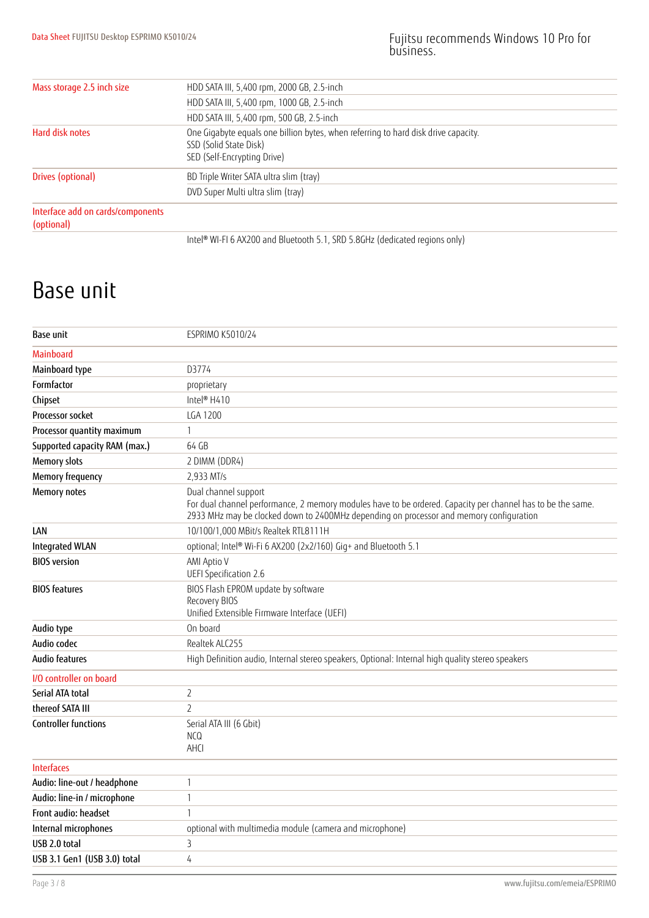| | |
|---|---|
| Mass storage 2.5 inch size | HDD SATA III, 5,400 rpm, 2000 GB, 2.5-inch |
| | HDD SATA III, 5,400 rpm, 1000 GB, 2.5-inch |
| | HDD SATA III, 5,400 rpm, 500 GB, 2.5-inch |
| Hard disk notes | One Gigabyte equals one billion bytes, when referring to hard disk drive capacity.<br>SSD (Solid State Disk)<br>SED (Self-Encrypting Drive) |
| Drives (optional) | BD Triple Writer SATA ultra slim (tray) |
| | DVD Super Multi ultra slim (tray) |
| Interface add on cards/components (optional) | |
| | Intel® WI-FI 6 AX200 and Bluetooth 5.1, SRD 5.8GHz (dedicated regions only) |

# Base unit

| | |
|---|---|
| **Base unit** | ESPRIMO K5010/24 |
| Mainboard | |
| **Mainboard type** | D3774 |
| **Formfactor** | proprietary |
| **Chipset** | Intel® H410 |
| **Processor socket** | LGA 1200 |
| **Processor quantity maximum** | 1 |
| **Supported capacity RAM (max.)** | 64 GB |
| **Memory slots** | 2 DIMM (DDR4) |
| **Memory frequency** | 2,933 MT/s |
| **Memory notes** | Dual channel support<br>For dual channel performance, 2 memory modules have to be ordered. Capacity per channel has to be the same.<br>2933 MHz may be clocked down to 2400MHz depending on processor and memory configuration |
| **LAN** | 10/100/1,000 MBit/s Realtek RTL8111H |
| **Integrated WLAN** | optional; Intel® Wi-Fi 6 AX200 (2x2/160) Gig+ and Bluetooth 5.1 |
| **BIOS version** | AMI Aptio V<br>UEFI Specification 2.6 |
| **BIOS features** | BIOS Flash EPROM update by software<br>Recovery BIOS<br>Unified Extensible Firmware Interface (UEFI) |
| **Audio type** | On board |
| **Audio codec** | Realtek ALC255 |
| **Audio features** | High Definition audio, Internal stereo speakers, Optional: Internal high quality stereo speakers |
| I/O controller on board | |
| **Serial ATA total** | 2 |
| **thereof SATA III** | 2 |
| **Controller functions** | Serial ATA III (6 Gbit)<br>NCQ<br>AHCI |
| Interfaces | |
| **Audio: line-out / headphone** | 1 |
| **Audio: line-in / microphone** | 1 |
| **Front audio: headset** | 1 |
| **Internal microphones** | optional with multimedia module (camera and microphone) |
| **USB 2.0 total** | 3 |
| **USB 3.1 Gen1 (USB 3.0) total** | 4 |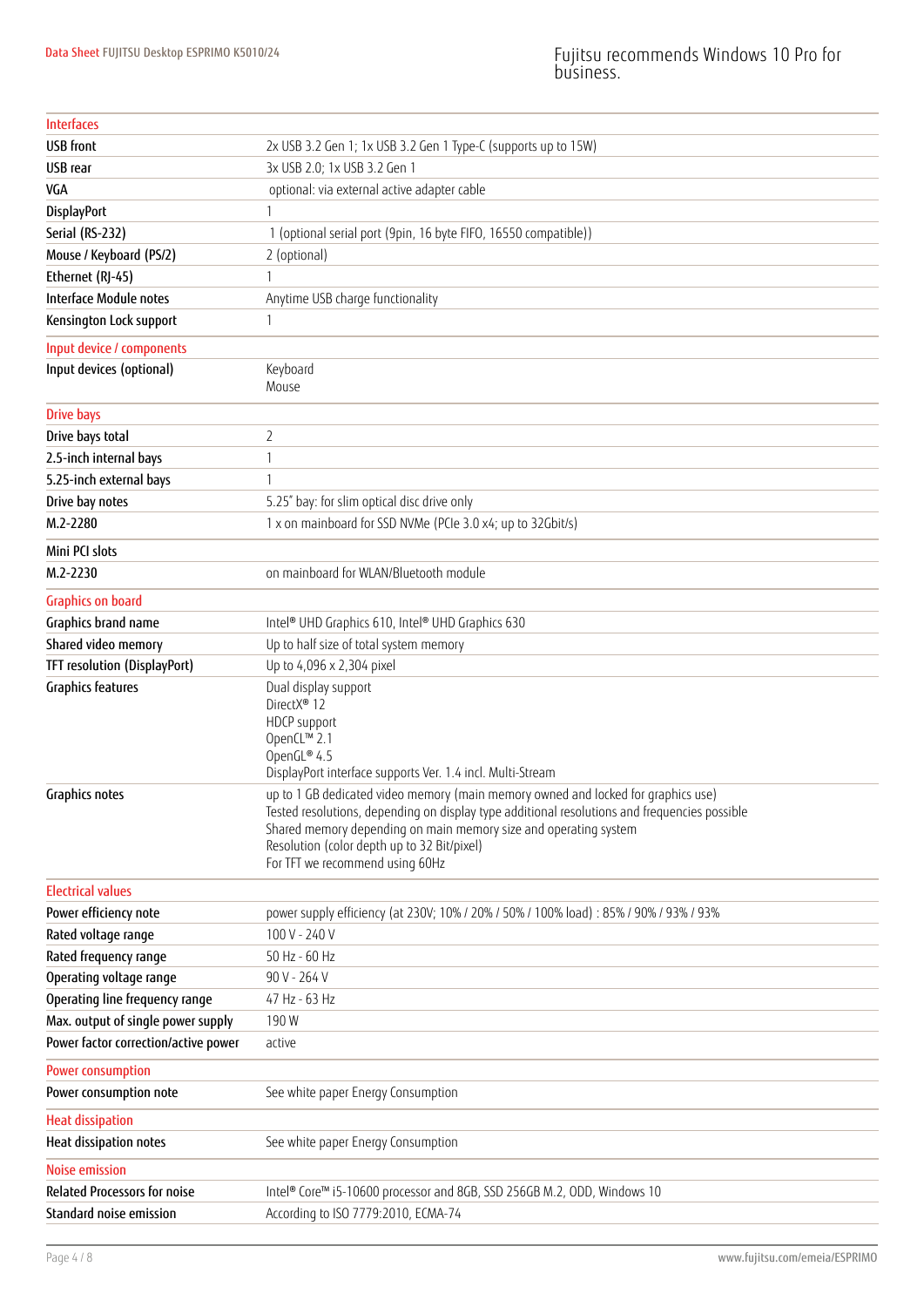## Interfaces

| | |
|---|---|
| USB front | 2x USB 3.2 Gen 1; 1x USB 3.2 Gen 1 Type-C (supports up to 15W) |
| USB rear | 3x USB 2.0; 1x USB 3.2 Gen 1 |
| VGA | optional: via external active adapter cable |
| DisplayPort | 1 |
| Serial (RS-232) | 1 (optional serial port (9pin, 16 byte FIFO, 16550 compatible)) |
| Mouse / Keyboard (PS/2) | 2 (optional) |
| Ethernet (RJ-45) | 1 |
| Interface Module notes | Anytime USB charge functionality |
| Kensington Lock support | 1 |

## Input device / components

| | |
|---|---|
| Input devices (optional) | Keyboard<br>Mouse |

## Drive bays

| | |
|---|---|
| Drive bays total | 2 |
| 2.5-inch internal bays | 1 |
| 5.25-inch external bays | 1 |
| Drive bay notes | 5.25" bay: for slim optical disc drive only |
| M.2-2280 | 1 x on mainboard for SSD NVMe (PCIe 3.0 x4; up to 32Gbit/s) |

## Mini PCI slots

| | |
|---|---|
| M.2-2230 | on mainboard for WLAN/Bluetooth module |

## Graphics on board

| | |
|---|---|
| Graphics brand name | Intel® UHD Graphics 610, Intel® UHD Graphics 630 |
| Shared video memory | Up to half size of total system memory |
| TFT resolution (DisplayPort) | Up to 4,096 x 2,304 pixel |
| Graphics features | Dual display support<br>DirectX® 12<br>HDCP support<br>OpenCL™ 2.1<br>OpenGL® 4.5<br>DisplayPort interface supports Ver. 1.4 incl. Multi-Stream |
| Graphics notes | up to 1 GB dedicated video memory (main memory owned and locked for graphics use)<br>Tested resolutions, depending on display type additional resolutions and frequencies possible<br>Shared memory depending on main memory size and operating system<br>Resolution (color depth up to 32 Bit/pixel)<br>For TFT we recommend using 60Hz |

## Electrical values

| | |
|---|---|
| Power efficiency note | power supply efficiency (at 230V; 10% / 20% / 50% / 100% load) : 85% / 90% / 93% / 93% |
| Rated voltage range | 100 V - 240 V |
| Rated frequency range | 50 Hz - 60 Hz |
| Operating voltage range | 90 V - 264 V |
| Operating line frequency range | 47 Hz - 63 Hz |
| Max. output of single power supply | 190 W |
| Power factor correction/active power | active |

## Power consumption

| | |
|---|---|
| Power consumption note | See white paper Energy Consumption |

## Heat dissipation

| | |
|---|---|
| Heat dissipation notes | See white paper Energy Consumption |

## Noise emission

| | |
|---|---|
| Related Processors for noise | Intel® Core™ i5-10600 processor and 8GB, SSD 256GB M.2, ODD, Windows 10 |
| Standard noise emission | According to ISO 7779:2010, ECMA-74 |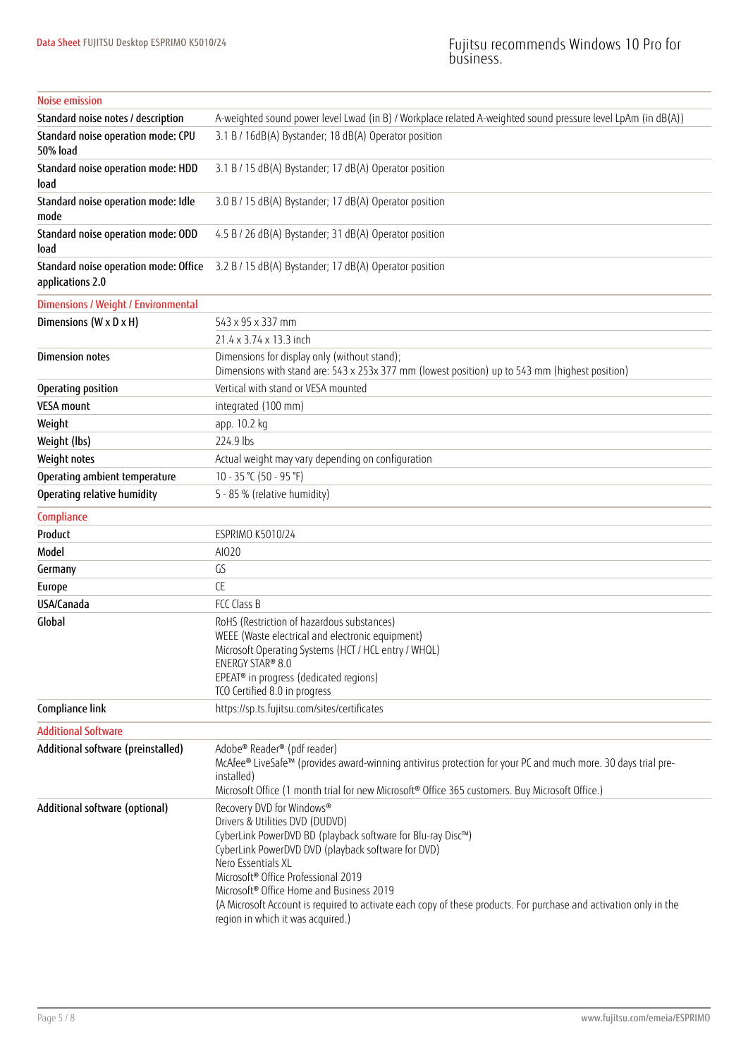| Noise emission | |
|---|---|
| Standard noise notes / description | A-weighted sound power level Lwad (in B) / Workplace related A-weighted sound pressure level LpAm (in dB(A)) |
| Standard noise operation mode: CPU 50% load | 3.1 B / 16dB(A) Bystander; 18 dB(A) Operator position |
| Standard noise operation mode: HDD load | 3.1 B / 15 dB(A) Bystander; 17 dB(A) Operator position |
| Standard noise operation mode: Idle mode | 3.0 B / 15 dB(A) Bystander; 17 dB(A) Operator position |
| Standard noise operation mode: ODD load | 4.5 B / 26 dB(A) Bystander; 31 dB(A) Operator position |
| Standard noise operation mode: Office applications 2.0 | 3.2 B / 15 dB(A) Bystander; 17 dB(A) Operator position |

| Dimensions / Weight / Environmental | |
|---|---|
| Dimensions (W x D x H) | 543 x 95 x 337 mm |
| | 21.4 x 3.74 x 13.3 inch |
| Dimension notes | Dimensions for display only (without stand);<br>Dimensions with stand are: 543 x 253x 377 mm (lowest position) up to 543 mm (highest position) |
| Operating position | Vertical with stand or VESA mounted |
| VESA mount | integrated (100 mm) |
| Weight | app. 10.2 kg |
| Weight (lbs) | 224.9 lbs |
| Weight notes | Actual weight may vary depending on configuration |
| Operating ambient temperature | 10 - 35 °C (50 - 95 °F) |
| Operating relative humidity | 5 - 85 % (relative humidity) |

| Compliance | |
|---|---|
| Product | ESPRIMO K5010/24 |
| Model | AIO20 |
| Germany | GS |
| Europe | CE |
| USA/Canada | FCC Class B |
| Global | RoHS (Restriction of hazardous substances)<br>WEEE (Waste electrical and electronic equipment)<br>Microsoft Operating Systems (HCT / HCL entry / WHQL)<br>ENERGY STAR® 8.0<br>EPEAT® in progress (dedicated regions)<br>TCO Certified 8.0 in progress |
| Compliance link | https://sp.ts.fujitsu.com/sites/certificates |

| Additional Software | |
|---|---|
| Additional software (preinstalled) | Adobe® Reader® (pdf reader)<br>McAfee® LiveSafe™ (provides award-winning antivirus protection for your PC and much more. 30 days trial pre-installed)<br>Microsoft Office (1 month trial for new Microsoft® Office 365 customers. Buy Microsoft Office.) |
| Additional software (optional) | Recovery DVD for Windows®<br>Drivers & Utilities DVD (DUDVD)<br>CyberLink PowerDVD BD (playback software for Blu-ray Disc™)<br>CyberLink PowerDVD DVD (playback software for DVD)<br>Nero Essentials XL<br>Microsoft® Office Professional 2019<br>Microsoft® Office Home and Business 2019<br>(A Microsoft Account is required to activate each copy of these products. For purchase and activation only in the region in which it was acquired.) |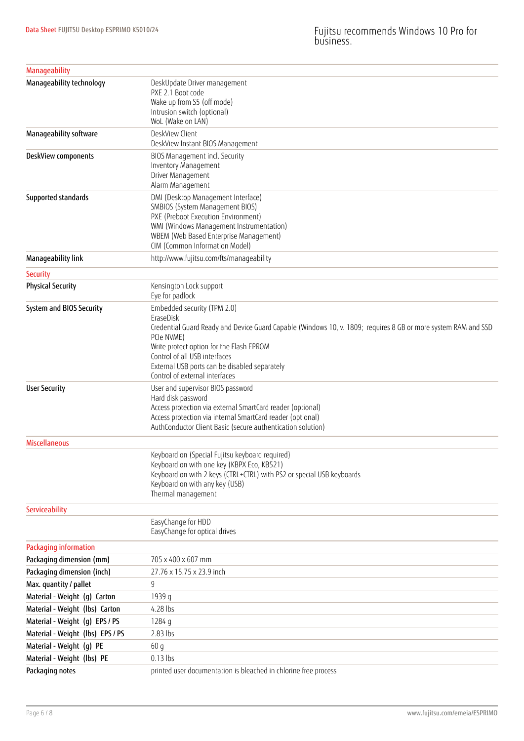## Manageability

| | |
|---|---|
| **Manageability technology** | DeskUpdate Driver management<br>PXE 2.1 Boot code<br>Wake up from S5 (off mode)<br>Intrusion switch (optional)<br>WoL (Wake on LAN) |
| **Manageability software** | DeskView Client<br>DeskView Instant BIOS Management |
| **DeskView components** | BIOS Management incl. Security<br>Inventory Management<br>Driver Management<br>Alarm Management |
| **Supported standards** | DMI (Desktop Management Interface)<br>SMBIOS (System Management BIOS)<br>PXE (Preboot Execution Environment)<br>WMI (Windows Management Instrumentation)<br>WBEM (Web Based Enterprise Management)<br>CIM (Common Information Model) |
| **Manageability link** | http://www.fujitsu.com/fts/manageability |

## Security

| | |
|---|---|
| **Physical Security** | Kensington Lock support<br>Eye for padlock |
| **System and BIOS Security** | Embedded security (TPM 2.0)<br>EraseDisk<br>Credential Guard Ready and Device Guard Capable (Windows 10, v. 1809; requires 8 GB or more system RAM and SSD PCIe NVME)<br>Write protect option for the Flash EPROM<br>Control of all USB interfaces<br>External USB ports can be disabled separately<br>Control of external interfaces |
| **User Security** | User and supervisor BIOS password<br>Hard disk password<br>Access protection via external SmartCard reader (optional)<br>Access protection via internal SmartCard reader (optional)<br>AuthConductor Client Basic (secure authentication solution) |

## Miscellaneous

| | |
|---|---|
| | Keyboard on (Special Fujitsu keyboard required)<br>Keyboard on with one key (KBPX Eco, KB521)<br>Keyboard on with 2 keys (CTRL+CTRL) with PS2 or special USB keyboards<br>Keyboard on with any key (USB)<br>Thermal management |

## Serviceability

| | |
|---|---|
| | EasyChange for HDD<br>EasyChange for optical drives |

## Packaging information

| | |
|---|---|
| **Packaging dimension (mm)** | 705 x 400 x 607 mm |
| **Packaging dimension (inch)** | 27.76 x 15.75 x 23.9 inch |
| **Max. quantity / pallet** | 9 |
| **Material - Weight (g) Carton** | 1939 g |
| **Material - Weight (lbs) Carton** | 4.28 lbs |
| **Material - Weight (g) EPS / PS** | 1284 g |
| **Material - Weight (lbs) EPS / PS** | 2.83 lbs |
| **Material - Weight (g) PE** | 60 g |
| **Material - Weight (lbs) PE** | 0.13 lbs |
| **Packaging notes** | printed user documentation is bleached in chlorine free process |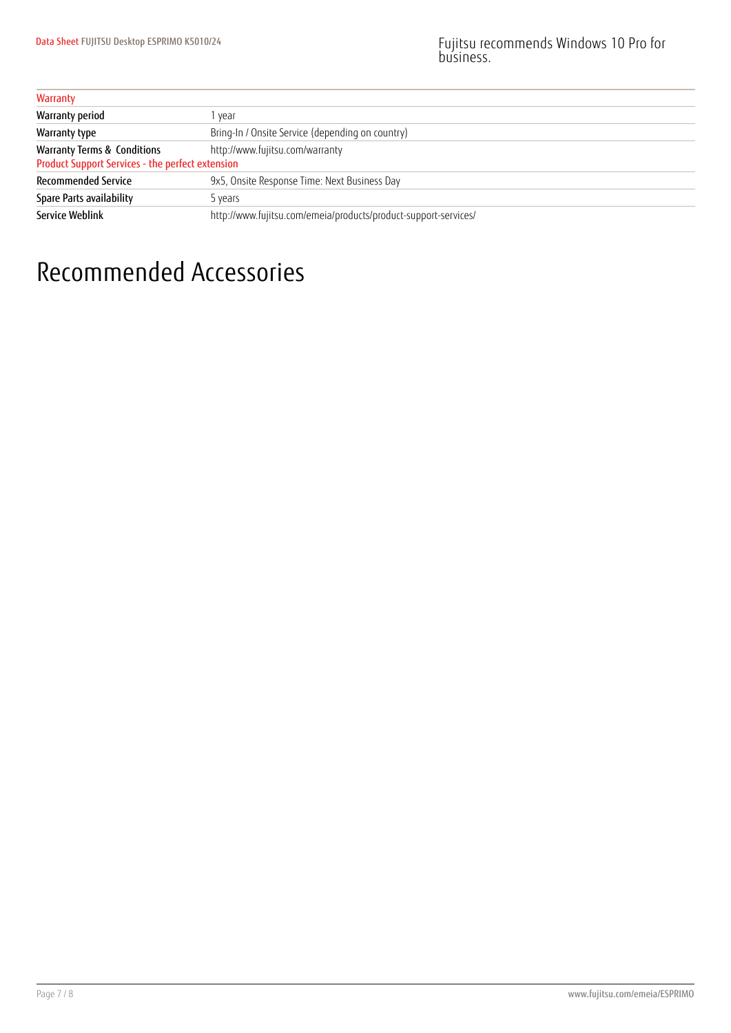| Warranty | |
|---|---|
| Warranty period | 1 year |
| Warranty type | Bring-In / Onsite Service (depending on country) |
| Warranty Terms & Conditions | http://www.fujitsu.com/warranty |

| Product Support Services - the perfect extension | |
|---|---|
| Recommended Service | 9x5, Onsite Response Time: Next Business Day |
| Spare Parts availability | 5 years |
| Service Weblink | http://www.fujitsu.com/emeia/products/product-support-services/ |

# Recommended Accessories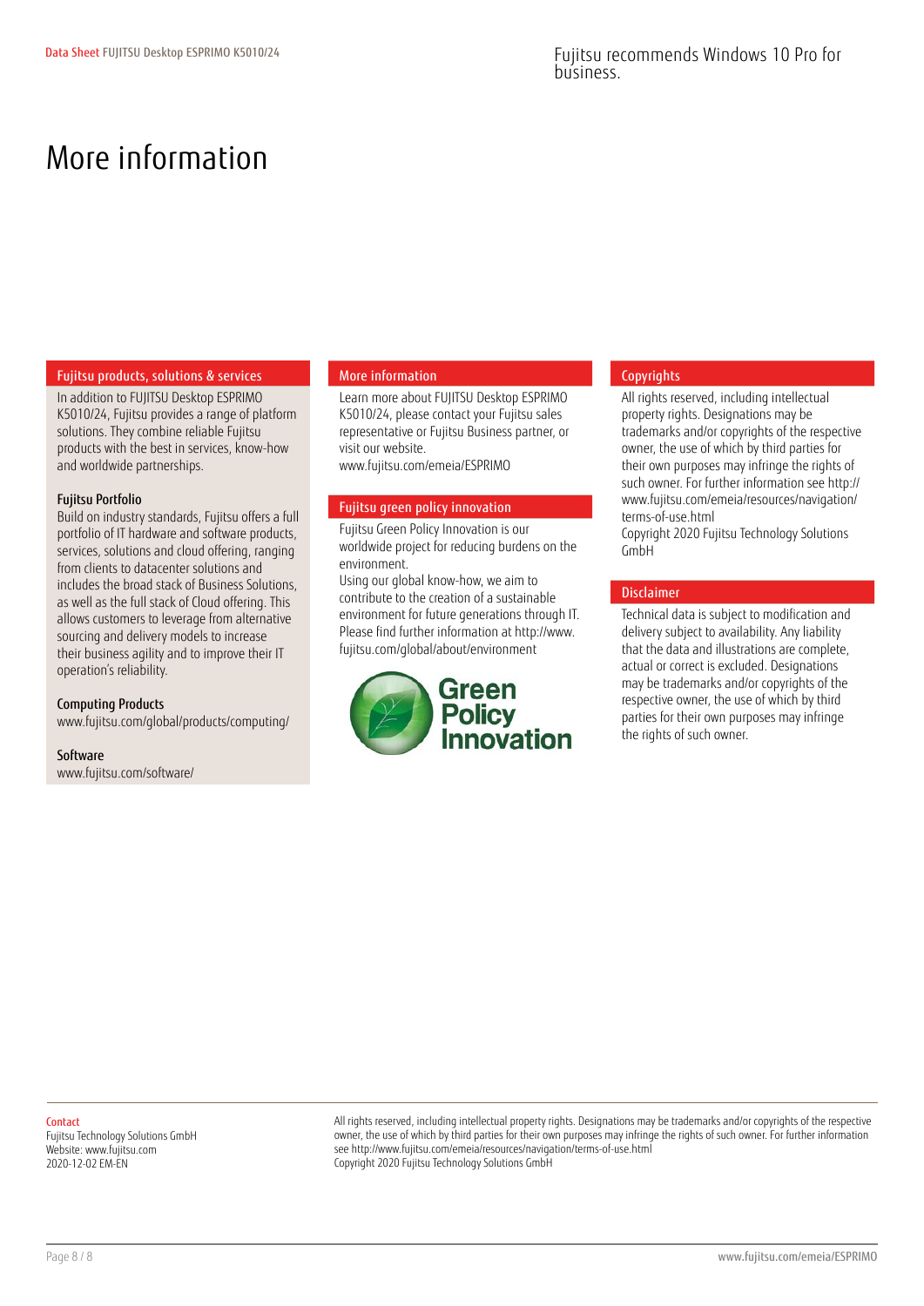Fujitsu recommends Windows 10 Pro for business.

# More information

## Fujitsu products, solutions & services

In addition to FUJITSU Desktop ESPRIMO K5010/24, Fujitsu provides a range of platform solutions. They combine reliable Fujitsu products with the best in services, know-how and worldwide partnerships.

**Fujitsu Portfolio**
Build on industry standards, Fujitsu offers a full portfolio of IT hardware and software products, services, solutions and cloud offering, ranging from clients to datacenter solutions and includes the broad stack of Business Solutions, as well as the full stack of Cloud offering. This allows customers to leverage from alternative sourcing and delivery models to increase their business agility and to improve their IT operation's reliability.

**Computing Products**
www.fujitsu.com/global/products/computing/

**Software**
www.fujitsu.com/software/

## More information

Learn more about FUJITSU Desktop ESPRIMO K5010/24, please contact your Fujitsu sales representative or Fujitsu Business partner, or visit our website.
www.fujitsu.com/emeia/ESPRIMO

## Fujitsu green policy innovation

Fujitsu Green Policy Innovation is our worldwide project for reducing burdens on the environment.
Using our global know-how, we aim to contribute to the creation of a sustainable environment for future generations through IT.
Please find further information at http://www.fujitsu.com/global/about/environment

Green Policy Innovation

## Copyrights

All rights reserved, including intellectual property rights. Designations may be trademarks and/or copyrights of the respective owner, the use of which by third parties for their own purposes may infringe the rights of such owner. For further information see http://www.fujitsu.com/emeia/resources/navigation/terms-of-use.html
Copyright 2020 Fujitsu Technology Solutions GmbH

## Disclaimer

Technical data is subject to modification and delivery subject to availability. Any liability that the data and illustrations are complete, actual or correct is excluded. Designations may be trademarks and/or copyrights of the respective owner, the use of which by third parties for their own purposes may infringe the rights of such owner.

**Contact**
Fujitsu Technology Solutions GmbH
Website: www.fujitsu.com
2020-12-02 EM-EN

All rights reserved, including intellectual property rights. Designations may be trademarks and/or copyrights of the respective owner, the use of which by third parties for their own purposes may infringe the rights of such owner. For further information see http://www.fujitsu.com/emeia/resources/navigation/terms-of-use.html
Copyright 2020 Fujitsu Technology Solutions GmbH